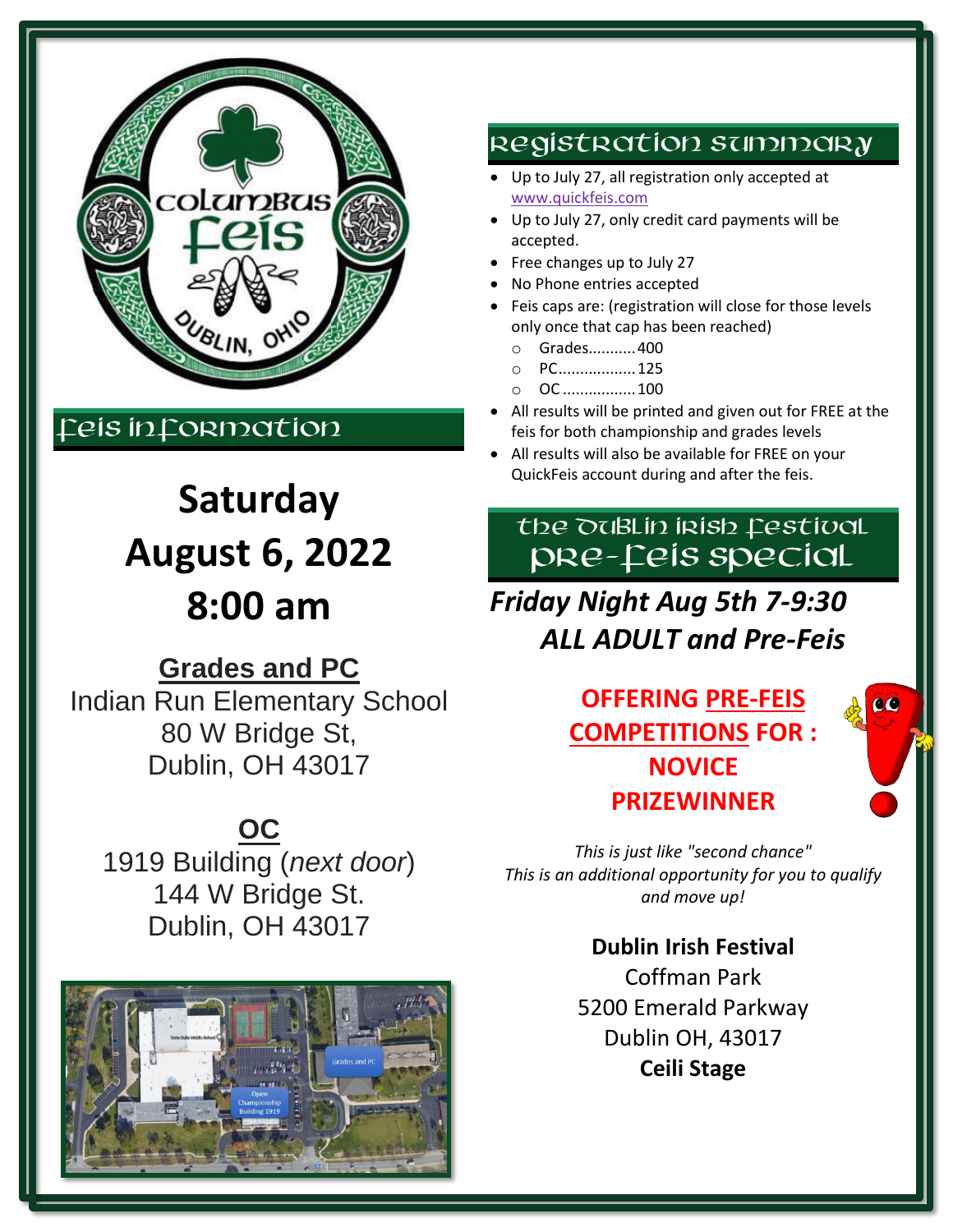# Feis Information

**Saturday**
**August 6, 2022**
**8:00 am**

**Grades and PC**
Indian Run Elementary School
80 W Bridge St,
Dublin, OH 43017

**OC**
1919 Building (*next door*)
144 W Bridge St.
Dublin, OH 43017

## Registration Summary

- Up to July 27, all registration only accepted at www.quickfeis.com
- Up to July 27, only credit card payments will be accepted.
- Free changes up to July 27
- No Phone entries accepted
- Feis caps are: (registration will close for those levels only once that cap has been reached)
  - Grades...........400
  - PC..................125
  - OC.................100
- All results will be printed and given out for FREE at the feis for both championship and grades levels
- All results will also be available for FREE on your QuickFeis account during and after the feis.

## The Dublin Irish Festival Pre-Feis Special

***Friday Night Aug 5th 7-9:30***
***ALL ADULT and Pre-Feis***

**OFFERING PRE-FEIS COMPETITIONS FOR :**
**NOVICE**
**PRIZEWINNER**

*This is just like "second chance"*
*This is an additional opportunity for you to qualify and move up!*

**Dublin Irish Festival**
Coffman Park
5200 Emerald Parkway
Dublin OH, 43017
**Ceili Stage**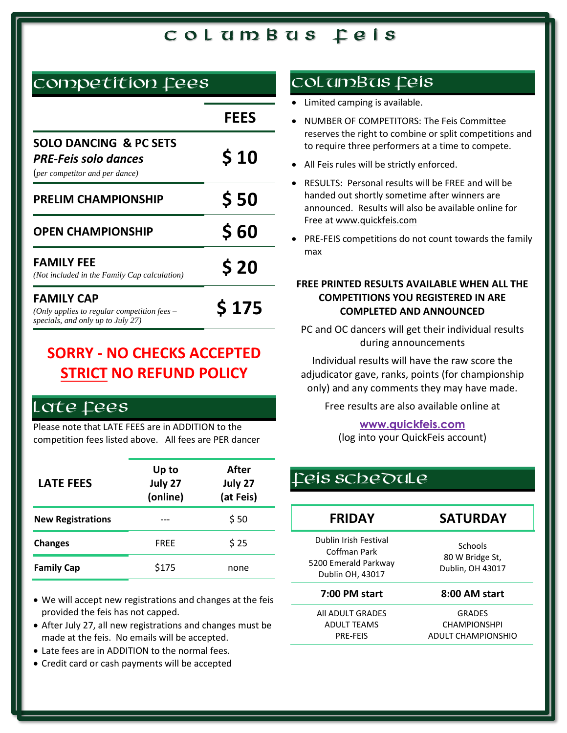# Columbus Feis

## Competition Fees

| | FEES |
|---|---|
| **SOLO DANCING & PC SETS** ***PRE-Feis solo dances*** (*per competitor and per dance)* | **$ 10** |
| **PRELIM CHAMPIONSHIP** | **$ 50** |
| **OPEN CHAMPIONSHIP** | **$ 60** |
| **FAMILY FEE** *(Not included in the Family Cap calculation)* | **$ 20** |
| **FAMILY CAP** *(Only applies to regular competition fees – specials, and only up to July 27)* | **$ 175** |

**SORRY - NO CHECKS ACCEPTED**
**STRICT NO REFUND POLICY**

## Late Fees

Please note that LATE FEES are in ADDITION to the competition fees listed above. All fees are PER dancer

| LATE FEES | Up to July 27 (online) | After July 27 (at Feis) |
|---|---|---|
| **New Registrations** | --- | $ 50 |
| **Changes** | FREE | $ 25 |
| **Family Cap** | $175 | none |

- We will accept new registrations and changes at the feis provided the feis has not capped.
- After July 27, all new registrations and changes must be made at the feis. No emails will be accepted.
- Late fees are in ADDITION to the normal fees.
- Credit card or cash payments will be accepted

## Columbus Feis

- Limited camping is available.
- NUMBER OF COMPETITORS: The Feis Committee reserves the right to combine or split competitions and to require three performers at a time to compete.
- All Feis rules will be strictly enforced.
- RESULTS: Personal results will be FREE and will be handed out shortly sometime after winners are announced. Results will also be available online for Free at www.quickfeis.com
- PRE-FEIS competitions do not count towards the family max

**FREE PRINTED RESULTS AVAILABLE WHEN ALL THE COMPETITIONS YOU REGISTERED IN ARE COMPLETED AND ANNOUNCED**

PC and OC dancers will get their individual results during announcements

Individual results will have the raw score the adjudicator gave, ranks, points (for championship only) and any comments they may have made.

Free results are also available online at

**www.quickfeis.com**
(log into your QuickFeis account)

## Feis Schedule

| FRIDAY | SATURDAY |
|---|---|
| Dublin Irish Festival<br>Coffman Park<br>5200 Emerald Parkway<br>Dublin OH, 43017 | Schools<br>80 W Bridge St,<br>Dublin, OH 43017 |
| **7:00 PM start** | **8:00 AM start** |
| All ADULT GRADES<br>ADULT TEAMS<br>PRE-FEIS | GRADES<br>CHAMPIONSHPI<br>ADULT CHAMPIONSHIO |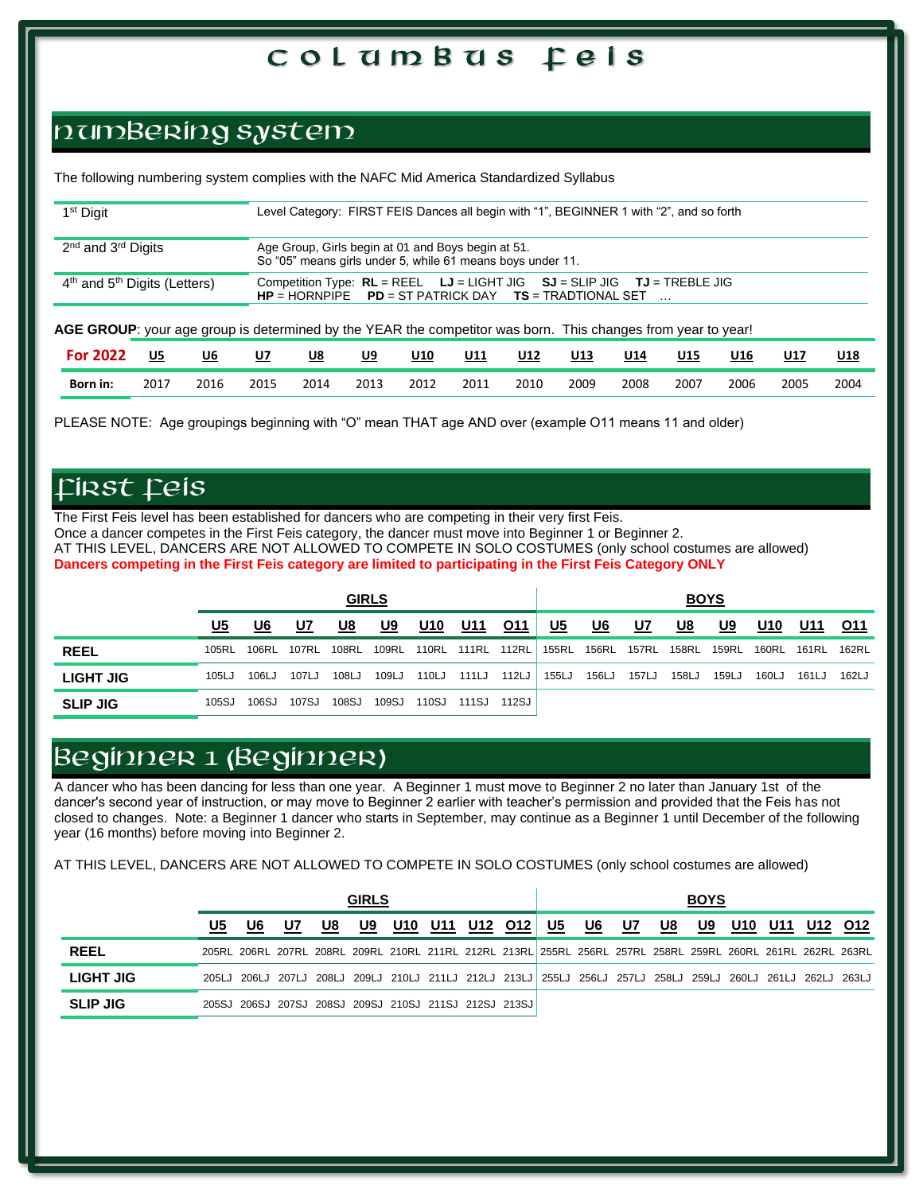# Columbus Feis

## Numbering System

The following numbering system complies with the NAFC Mid America Standardized Syllabus

| | |
|---|---|
| 1st Digit | Level Category: FIRST FEIS Dances all begin with "1", BEGINNER 1 with "2", and so forth |
| 2nd and 3rd Digits | Age Group, Girls begin at 01 and Boys begin at 51. So "05" means girls under 5, while 61 means boys under 11. |
| 4th and 5th Digits (Letters) | Competition Type: **RL** = REEL **LJ** = LIGHT JIG **SJ** = SLIP JIG **TJ** = TREBLE JIG **HP** = HORNPIPE **PD** = ST PATRICK DAY **TS** = TRADTIONAL SET … |

**AGE GROUP**: your age group is determined by the YEAR the competitor was born. This changes from year to year!

| For 2022 | U5 | U6 | U7 | U8 | U9 | U10 | U11 | U12 | U13 | U14 | U15 | U16 | U17 | U18 |
|---|---|---|---|---|---|---|---|---|---|---|---|---|---|---|
| **Born in:** | 2017 | 2016 | 2015 | 2014 | 2013 | 2012 | 2011 | 2010 | 2009 | 2008 | 2007 | 2006 | 2005 | 2004 |

PLEASE NOTE: Age groupings beginning with "O" mean THAT age AND over (example O11 means 11 and older)

## First Feis

The First Feis level has been established for dancers who are competing in their very first Feis.
Once a dancer competes in the First Feis category, the dancer must move into Beginner 1 or Beginner 2.
AT THIS LEVEL, DANCERS ARE NOT ALLOWED TO COMPETE IN SOLO COSTUMES (only school costumes are allowed)
**Dancers competing in the First Feis category are limited to participating in the First Feis Category ONLY**

| | GIRLS | | | | | | | | BOYS | | | | | | | |
|---|---|---|---|---|---|---|---|---|---|---|---|---|---|---|---|---|
| | U5 | U6 | U7 | U8 | U9 | U10 | U11 | O11 | U5 | U6 | U7 | U8 | U9 | U10 | U11 | O11 |
| **REEL** | 105RL | 106RL | 107RL | 108RL | 109RL | 110RL | 111RL | 112RL | 155RL | 156RL | 157RL | 158RL | 159RL | 160RL | 161RL | 162RL |
| **LIGHT JIG** | 105LJ | 106LJ | 107LJ | 108LJ | 109LJ | 110LJ | 111LJ | 112LJ | 155LJ | 156LJ | 157LJ | 158LJ | 159LJ | 160LJ | 161LJ | 162LJ |
| **SLIP JIG** | 105SJ | 106SJ | 107SJ | 108SJ | 109SJ | 110SJ | 111SJ | 112SJ | | | | | | | | |

## Beginner 1 (Beginner)

A dancer who has been dancing for less than one year. A Beginner 1 must move to Beginner 2 no later than January 1st of the dancer's second year of instruction, or may move to Beginner 2 earlier with teacher's permission and provided that the Feis has not closed to changes. Note: a Beginner 1 dancer who starts in September, may continue as a Beginner 1 until December of the following year (16 months) before moving into Beginner 2.

AT THIS LEVEL, DANCERS ARE NOT ALLOWED TO COMPETE IN SOLO COSTUMES (only school costumes are allowed)

| | GIRLS | | | | | | | | | BOYS | | | | | | | | |
|---|---|---|---|---|---|---|---|---|---|---|---|---|---|---|---|---|---|---|
| | U5 | U6 | U7 | U8 | U9 | U10 | U11 | U12 | O12 | U5 | U6 | U7 | U8 | U9 | U10 | U11 | U12 | O12 |
| **REEL** | 205RL | 206RL | 207RL | 208RL | 209RL | 210RL | 211RL | 212RL | 213RL | 255RL | 256RL | 257RL | 258RL | 259RL | 260RL | 261RL | 262RL | 263RL |
| **LIGHT JIG** | 205LJ | 206LJ | 207LJ | 208LJ | 209LJ | 210LJ | 211LJ | 212LJ | 213LJ | 255LJ | 256LJ | 257LJ | 258LJ | 259LJ | 260LJ | 261LJ | 262LJ | 263LJ |
| **SLIP JIG** | 205SJ | 206SJ | 207SJ | 208SJ | 209SJ | 210SJ | 211SJ | 212SJ | 213SJ | | | | | | | | | |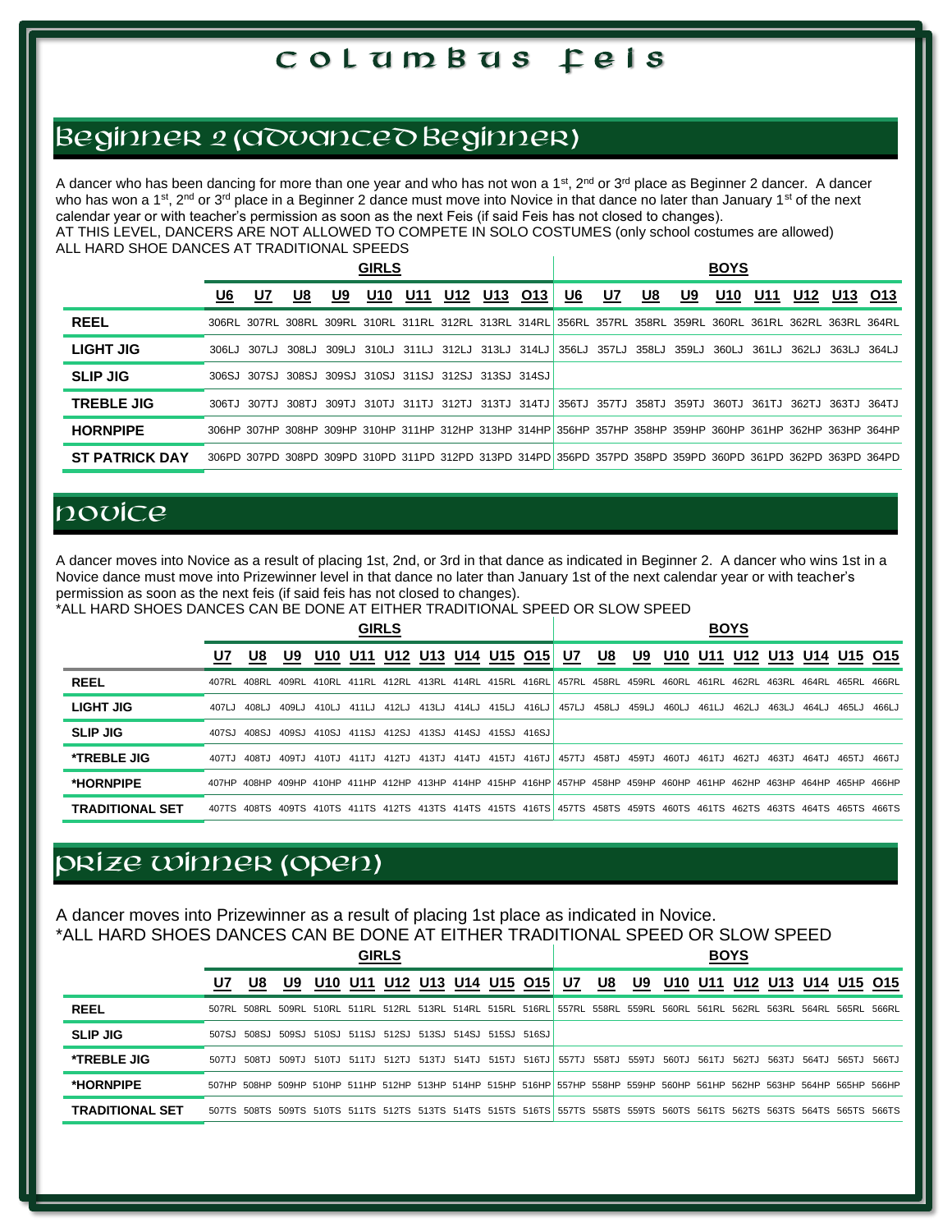# Columbus Feis

## Beginner 2 (Advanced Beginner)

A dancer who has been dancing for more than one year and who has not won a 1st, 2nd or 3rd place as Beginner 2 dancer. A dancer who has won a 1st, 2nd or 3rd place in a Beginner 2 dance must move into Novice in that dance no later than January 1st of the next calendar year or with teacher's permission as soon as the next Feis (if said Feis has not closed to changes).
AT THIS LEVEL, DANCERS ARE NOT ALLOWED TO COMPETE IN SOLO COSTUMES (only school costumes are allowed)
ALL HARD SHOE DANCES AT TRADITIONAL SPEEDS

| | GIRLS | | | | | | | | | BOYS | | | | | | | | |
|---|---|---|---|---|---|---|---|---|---|---|---|---|---|---|---|---|---|---|
| | U6 | U7 | U8 | U9 | U10 | U11 | U12 | U13 | O13 | U6 | U7 | U8 | U9 | U10 | U11 | U12 | U13 | O13 |
| REEL | 306RL | 307RL | 308RL | 309RL | 310RL | 311RL | 312RL | 313RL | 314RL | 356RL | 357RL | 358RL | 359RL | 360RL | 361RL | 362RL | 363RL | 364RL |
| LIGHT JIG | 306LJ | 307LJ | 308LJ | 309LJ | 310LJ | 311LJ | 312LJ | 313LJ | 314LJ | 356LJ | 357LJ | 358LJ | 359LJ | 360LJ | 361LJ | 362LJ | 363LJ | 364LJ |
| SLIP JIG | 306SJ | 307SJ | 308SJ | 309SJ | 310SJ | 311SJ | 312SJ | 313SJ | 314SJ | | | | | | | | | |
| TREBLE JIG | 306TJ | 307TJ | 308TJ | 309TJ | 310TJ | 311TJ | 312TJ | 313TJ | 314TJ | 356TJ | 357TJ | 358TJ | 359TJ | 360TJ | 361TJ | 362TJ | 363TJ | 364TJ |
| HORNPIPE | 306HP | 307HP | 308HP | 309HP | 310HP | 311HP | 312HP | 313HP | 314HP | 356HP | 357HP | 358HP | 359HP | 360HP | 361HP | 362HP | 363HP | 364HP |
| ST PATRICK DAY | 306PD | 307PD | 308PD | 309PD | 310PD | 311PD | 312PD | 313PD | 314PD | 356PD | 357PD | 358PD | 359PD | 360PD | 361PD | 362PD | 363PD | 364PD |

## Novice

A dancer moves into Novice as a result of placing 1st, 2nd, or 3rd in that dance as indicated in Beginner 2. A dancer who wins 1st in a Novice dance must move into Prizewinner level in that dance no later than January 1st of the next calendar year or with teacher's permission as soon as the next feis (if said feis has not closed to changes).
*ALL HARD SHOES DANCES CAN BE DONE AT EITHER TRADITIONAL SPEED OR SLOW SPEED

| | GIRLS | | | | | | | | | | BOYS | | | | | | | | | |
|---|---|---|---|---|---|---|---|---|---|---|---|---|---|---|---|---|---|---|---|---|
| | U7 | U8 | U9 | U10 | U11 | U12 | U13 | U14 | U15 | O15 | U7 | U8 | U9 | U10 | U11 | U12 | U13 | U14 | U15 | O15 |
| REEL | 407RL | 408RL | 409RL | 410RL | 411RL | 412RL | 413RL | 414RL | 415RL | 416RL | 457RL | 458RL | 459RL | 460RL | 461RL | 462RL | 463RL | 464RL | 465RL | 466RL |
| LIGHT JIG | 407LJ | 408LJ | 409LJ | 410LJ | 411LJ | 412LJ | 413LJ | 414LJ | 415LJ | 416LJ | 457LJ | 458LJ | 459LJ | 460LJ | 461LJ | 462LJ | 463LJ | 464LJ | 465LJ | 466LJ |
| SLIP JIG | 407SJ | 408SJ | 409SJ | 410SJ | 411SJ | 412SJ | 413SJ | 414SJ | 415SJ | 416SJ | | | | | | | | | | |
| *TREBLE JIG | 407TJ | 408TJ | 409TJ | 410TJ | 411TJ | 412TJ | 413TJ | 414TJ | 415TJ | 416TJ | 457TJ | 458TJ | 459TJ | 460TJ | 461TJ | 462TJ | 463TJ | 464TJ | 465TJ | 466TJ |
| *HORNPIPE | 407HP | 408HP | 409HP | 410HP | 411HP | 412HP | 413HP | 414HP | 415HP | 416HP | 457HP | 458HP | 459HP | 460HP | 461HP | 462HP | 463HP | 464HP | 465HP | 466HP |
| TRADITIONAL SET | 407TS | 408TS | 409TS | 410TS | 411TS | 412TS | 413TS | 414TS | 415TS | 416TS | 457TS | 458TS | 459TS | 460TS | 461TS | 462TS | 463TS | 464TS | 465TS | 466TS |

## Prize Winner (Open)

A dancer moves into Prizewinner as a result of placing 1st place as indicated in Novice.
*ALL HARD SHOES DANCES CAN BE DONE AT EITHER TRADITIONAL SPEED OR SLOW SPEED

| | GIRLS | | | | | | | | | | BOYS | | | | | | | | | |
|---|---|---|---|---|---|---|---|---|---|---|---|---|---|---|---|---|---|---|---|---|
| | U7 | U8 | U9 | U10 | U11 | U12 | U13 | U14 | U15 | O15 | U7 | U8 | U9 | U10 | U11 | U12 | U13 | U14 | U15 | O15 |
| REEL | 507RL | 508RL | 509RL | 510RL | 511RL | 512RL | 513RL | 514RL | 515RL | 516RL | 557RL | 558RL | 559RL | 560RL | 561RL | 562RL | 563RL | 564RL | 565RL | 566RL |
| SLIP JIG | 507SJ | 508SJ | 509SJ | 510SJ | 511SJ | 512SJ | 513SJ | 514SJ | 515SJ | 516SJ | | | | | | | | | | |
| *TREBLE JIG | 507TJ | 508TJ | 509TJ | 510TJ | 511TJ | 512TJ | 513TJ | 514TJ | 515TJ | 516TJ | 557TJ | 558TJ | 559TJ | 560TJ | 561TJ | 562TJ | 563TJ | 564TJ | 565TJ | 566TJ |
| *HORNPIPE | 507HP | 508HP | 509HP | 510HP | 511HP | 512HP | 513HP | 514HP | 515HP | 516HP | 557HP | 558HP | 559HP | 560HP | 561HP | 562HP | 563HP | 564HP | 565HP | 566HP |
| TRADITIONAL SET | 507TS | 508TS | 509TS | 510TS | 511TS | 512TS | 513TS | 514TS | 515TS | 516TS | 557TS | 558TS | 559TS | 560TS | 561TS | 562TS | 563TS | 564TS | 565TS | 566TS |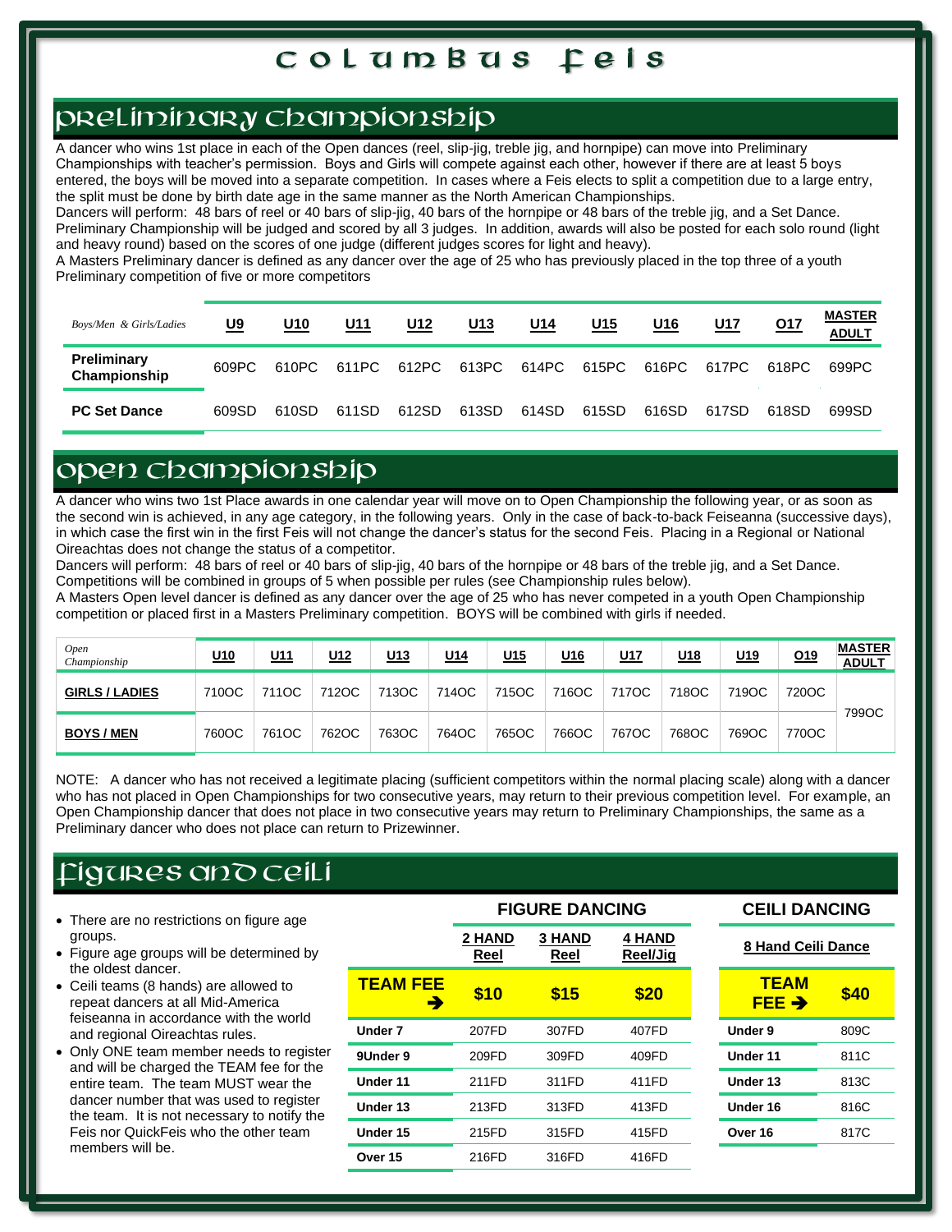# Columbus Feis

## Preliminary Championship

A dancer who wins 1st place in each of the Open dances (reel, slip-jig, treble jig, and hornpipe) can move into Preliminary Championships with teacher's permission. Boys and Girls will compete against each other, however if there are at least 5 boys entered, the boys will be moved into a separate competition. In cases where a Feis elects to split a competition due to a large entry, the split must be done by birth date age in the same manner as the North American Championships.

Dancers will perform: 48 bars of reel or 40 bars of slip-jig, 40 bars of the hornpipe or 48 bars of the treble jig, and a Set Dance. Preliminary Championship will be judged and scored by all 3 judges. In addition, awards will also be posted for each solo round (light and heavy round) based on the scores of one judge (different judges scores for light and heavy).

A Masters Preliminary dancer is defined as any dancer over the age of 25 who has previously placed in the top three of a youth Preliminary competition of five or more competitors

| *Boys/Men & Girls/Ladies* | U9 | U10 | U11 | U12 | U13 | U14 | U15 | U16 | U17 | O17 | MASTER ADULT |
|---|---|---|---|---|---|---|---|---|---|---|---|
| **Preliminary Championship** | 609PC | 610PC | 611PC | 612PC | 613PC | 614PC | 615PC | 616PC | 617PC | 618PC | 699PC |
| **PC Set Dance** | 609SD | 610SD | 611SD | 612SD | 613SD | 614SD | 615SD | 616SD | 617SD | 618SD | 699SD |

## Open Championship

A dancer who wins two 1st Place awards in one calendar year will move on to Open Championship the following year, or as soon as the second win is achieved, in any age category, in the following years. Only in the case of back-to-back Feiseanna (successive days), in which case the first win in the first Feis will not change the dancer's status for the second Feis. Placing in a Regional or National Oireachtas does not change the status of a competitor.

Dancers will perform: 48 bars of reel or 40 bars of slip-jig, 40 bars of the hornpipe or 48 bars of the treble jig, and a Set Dance. Competitions will be combined in groups of 5 when possible per rules (see Championship rules below).

A Masters Open level dancer is defined as any dancer over the age of 25 who has never competed in a youth Open Championship competition or placed first in a Masters Preliminary competition. BOYS will be combined with girls if needed.

| *Open Championship* | U10 | U11 | U12 | U13 | U14 | U15 | U16 | U17 | U18 | U19 | O19 | MASTER ADULT |
|---|---|---|---|---|---|---|---|---|---|---|---|---|
| **GIRLS / LADIES** | 710OC | 711OC | 712OC | 713OC | 714OC | 715OC | 716OC | 717OC | 718OC | 719OC | 720OC | 799OC |
| **BOYS / MEN** | 760OC | 761OC | 762OC | 763OC | 764OC | 765OC | 766OC | 767OC | 768OC | 769OC | 770OC | |

NOTE: A dancer who has not received a legitimate placing (sufficient competitors within the normal placing scale) along with a dancer who has not placed in Open Championships for two consecutive years, may return to their previous competition level. For example, an Open Championship dancer that does not place in two consecutive years may return to Preliminary Championships, the same as a Preliminary dancer who does not place can return to Prizewinner.

## Figures and Ceili

- There are no restrictions on figure age groups.
- Figure age groups will be determined by the oldest dancer.
- Ceili teams (8 hands) are allowed to repeat dancers at all Mid-America feiseanna in accordance with the world and regional Oireachtas rules.
- Only ONE team member needs to register and will be charged the TEAM fee for the entire team. The team MUST wear the dancer number that was used to register the team. It is not necessary to notify the Feis nor QuickFeis who the other team members will be.

**FIGURE DANCING**

| | 2 HAND Reel | 3 HAND Reel | 4 HAND Reel/Jig |
|---|---|---|---|
| **TEAM FEE ➔** | **$10** | **$15** | **$20** |
| **Under 7** | 207FD | 307FD | 407FD |
| **9Under 9** | 209FD | 309FD | 409FD |
| **Under 11** | 211FD | 311FD | 411FD |
| **Under 13** | 213FD | 313FD | 413FD |
| **Under 15** | 215FD | 315FD | 415FD |
| **Over 15** | 216FD | 316FD | 416FD |

**CEILI DANCING**

| 8 Hand Ceili Dance | |
|---|---|
| **TEAM FEE ➔** | **$40** |
| **Under 9** | 809C |
| **Under 11** | 811C |
| **Under 13** | 813C |
| **Under 16** | 816C |
| **Over 16** | 817C |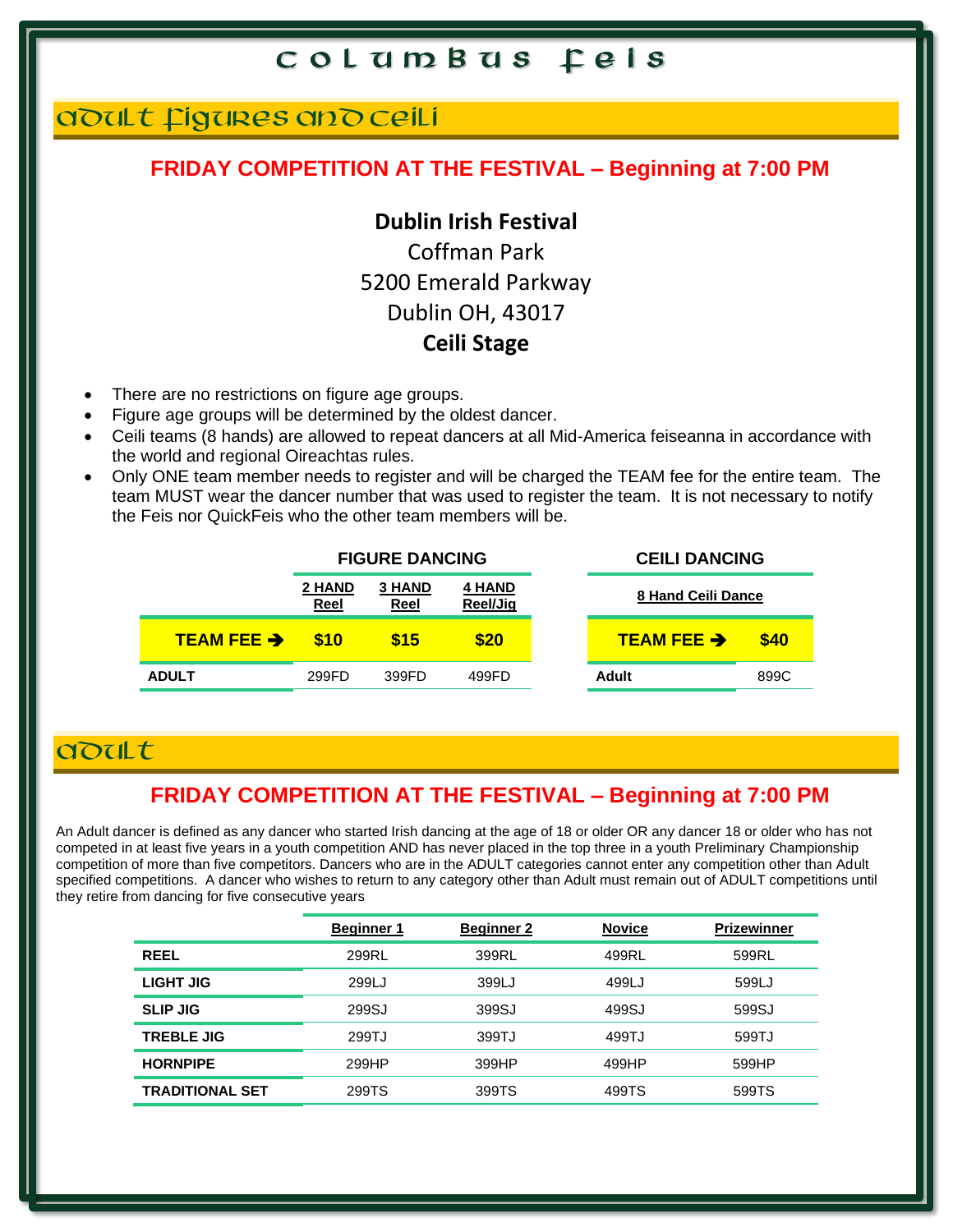# Columbus Feis

## Adult Figures and Ceili

**FRIDAY COMPETITION AT THE FESTIVAL – Beginning at 7:00 PM**

**Dublin Irish Festival**
Coffman Park
5200 Emerald Parkway
Dublin OH, 43017
**Ceili Stage**

- There are no restrictions on figure age groups.
- Figure age groups will be determined by the oldest dancer.
- Ceili teams (8 hands) are allowed to repeat dancers at all Mid-America feiseanna in accordance with the world and regional Oireachtas rules.
- Only ONE team member needs to register and will be charged the TEAM fee for the entire team. The team MUST wear the dancer number that was used to register the team. It is not necessary to notify the Feis nor QuickFeis who the other team members will be.

| | FIGURE DANCING | | |
|---|---|---|---|
| | 2 HAND Reel | 3 HAND Reel | 4 HAND Reel/Jig |
| **TEAM FEE ➔** | **$10** | **$15** | **$20** |
| **ADULT** | 299FD | 399FD | 499FD |

| CEILI DANCING | |
|---|---|
| 8 Hand Ceili Dance | |
| **TEAM FEE ➔** | **$40** |
| **Adult** | 899C |

## Adult

**FRIDAY COMPETITION AT THE FESTIVAL – Beginning at 7:00 PM**

An Adult dancer is defined as any dancer who started Irish dancing at the age of 18 or older OR any dancer 18 or older who has not competed in at least five years in a youth competition AND has never placed in the top three in a youth Preliminary Championship competition of more than five competitors. Dancers who are in the ADULT categories cannot enter any competition other than Adult specified competitions. A dancer who wishes to return to any category other than Adult must remain out of ADULT competitions until they retire from dancing for five consecutive years

| | Beginner 1 | Beginner 2 | Novice | Prizewinner |
|---|---|---|---|---|
| **REEL** | 299RL | 399RL | 499RL | 599RL |
| **LIGHT JIG** | 299LJ | 399LJ | 499LJ | 599LJ |
| **SLIP JIG** | 299SJ | 399SJ | 499SJ | 599SJ |
| **TREBLE JIG** | 299TJ | 399TJ | 499TJ | 599TJ |
| **HORNPIPE** | 299HP | 399HP | 499HP | 599HP |
| **TRADITIONAL SET** | 299TS | 399TS | 499TS | 599TS |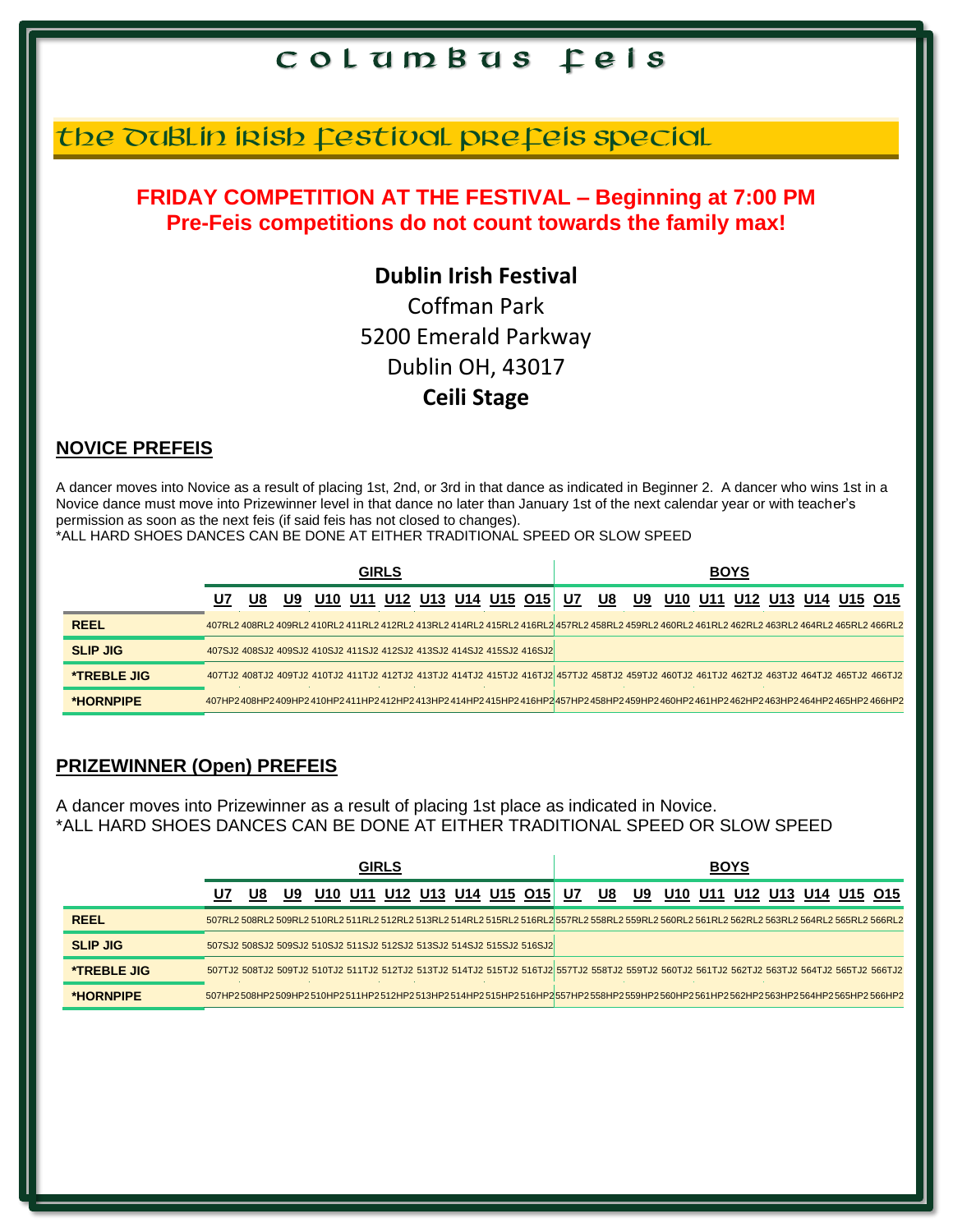# Columbus Feis

## The Dublin Irish Festival PreFeis Special

**FRIDAY COMPETITION AT THE FESTIVAL – Beginning at 7:00 PM**
**Pre-Feis competitions do not count towards the family max!**

**Dublin Irish Festival**
Coffman Park
5200 Emerald Parkway
Dublin OH, 43017
**Ceili Stage**

### NOVICE PREFEIS

A dancer moves into Novice as a result of placing 1st, 2nd, or 3rd in that dance as indicated in Beginner 2. A dancer who wins 1st in a Novice dance must move into Prizewinner level in that dance no later than January 1st of the next calendar year or with teacher's permission as soon as the next feis (if said feis has not closed to changes).
*ALL HARD SHOES DANCES CAN BE DONE AT EITHER TRADITIONAL SPEED OR SLOW SPEED

| | GIRLS | | | | | | | | | | BOYS | | | | | | | | | |
|---|---|---|---|---|---|---|---|---|---|---|---|---|---|---|---|---|---|---|---|---|
| | U7 | U8 | U9 | U10 | U11 | U12 | U13 | U14 | U15 | O15 | U7 | U8 | U9 | U10 | U11 | U12 | U13 | U14 | U15 | O15 |
| REEL | 407RL2 | 408RL2 | 409RL2 | 410RL2 | 411RL2 | 412RL2 | 413RL2 | 414RL2 | 415RL2 | 416RL2 | 457RL2 | 458RL2 | 459RL2 | 460RL2 | 461RL2 | 462RL2 | 463RL2 | 464RL2 | 465RL2 | 466RL2 |
| SLIP JIG | 407SJ2 | 408SJ2 | 409SJ2 | 410SJ2 | 411SJ2 | 412SJ2 | 413SJ2 | 414SJ2 | 415SJ2 | 416SJ2 | | | | | | | | | | |
| *TREBLE JIG | 407TJ2 | 408TJ2 | 409TJ2 | 410TJ2 | 411TJ2 | 412TJ2 | 413TJ2 | 414TJ2 | 415TJ2 | 416TJ2 | 457TJ2 | 458TJ2 | 459TJ2 | 460TJ2 | 461TJ2 | 462TJ2 | 463TJ2 | 464TJ2 | 465TJ2 | 466TJ2 |
| *HORNPIPE | 407HP2 | 408HP2 | 409HP2 | 410HP2 | 411HP2 | 412HP2 | 413HP2 | 414HP2 | 415HP2 | 416HP2 | 457HP2 | 458HP2 | 459HP2 | 460HP2 | 461HP2 | 462HP2 | 463HP2 | 464HP2 | 465HP2 | 466HP2 |

### PRIZEWINNER (Open) PREFEIS

A dancer moves into Prizewinner as a result of placing 1st place as indicated in Novice.
*ALL HARD SHOES DANCES CAN BE DONE AT EITHER TRADITIONAL SPEED OR SLOW SPEED

| | GIRLS | | | | | | | | | | BOYS | | | | | | | | | |
|---|---|---|---|---|---|---|---|---|---|---|---|---|---|---|---|---|---|---|---|---|
| | U7 | U8 | U9 | U10 | U11 | U12 | U13 | U14 | U15 | O15 | U7 | U8 | U9 | U10 | U11 | U12 | U13 | U14 | U15 | O15 |
| REEL | 507RL2 | 508RL2 | 509RL2 | 510RL2 | 511RL2 | 512RL2 | 513RL2 | 514RL2 | 515RL2 | 516RL2 | 557RL2 | 558RL2 | 559RL2 | 560RL2 | 561RL2 | 562RL2 | 563RL2 | 564RL2 | 565RL2 | 566RL2 |
| SLIP JIG | 507SJ2 | 508SJ2 | 509SJ2 | 510SJ2 | 511SJ2 | 512SJ2 | 513SJ2 | 514SJ2 | 515SJ2 | 516SJ2 | | | | | | | | | | |
| *TREBLE JIG | 507TJ2 | 508TJ2 | 509TJ2 | 510TJ2 | 511TJ2 | 512TJ2 | 513TJ2 | 514TJ2 | 515TJ2 | 516TJ2 | 557TJ2 | 558TJ2 | 559TJ2 | 560TJ2 | 561TJ2 | 562TJ2 | 563TJ2 | 564TJ2 | 565TJ2 | 566TJ2 |
| *HORNPIPE | 507HP2 | 508HP2 | 509HP2 | 510HP2 | 511HP2 | 512HP2 | 513HP2 | 514HP2 | 515HP2 | 516HP2 | 557HP2 | 558HP2 | 559HP2 | 560HP2 | 561HP2 | 562HP2 | 563HP2 | 564HP2 | 565HP2 | 566HP2 |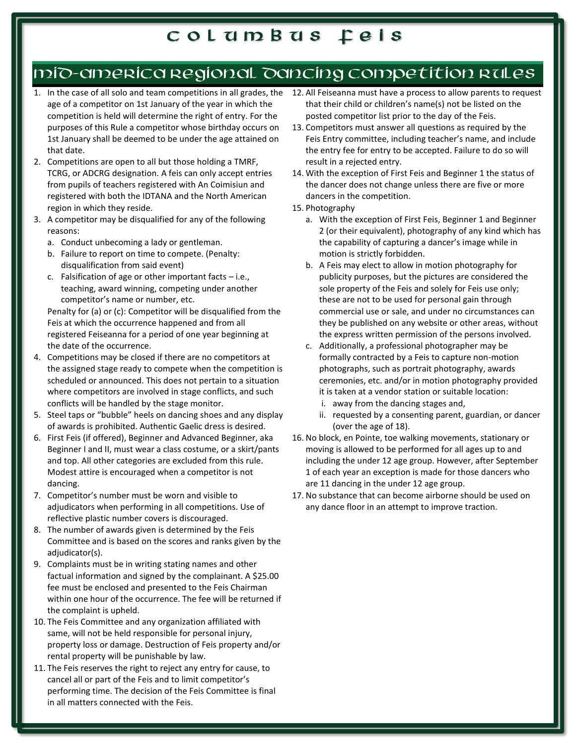# Columbus Feis

## Mid-America Regional Dancing Competition Rules

1. In the case of all solo and team competitions in all grades, the age of a competitor on 1st January of the year in which the competition is held will determine the right of entry. For the purposes of this Rule a competitor whose birthday occurs on 1st January shall be deemed to be under the age attained on that date.
2. Competitions are open to all but those holding a TMRF, TCRG, or ADCRG designation. A feis can only accept entries from pupils of teachers registered with An Coimisiun and registered with both the IDTANA and the North American region in which they reside.
3. A competitor may be disqualified for any of the following reasons:
   a. Conduct unbecoming a lady or gentleman.
   b. Failure to report on time to compete. (Penalty: disqualification from said event)
   c. Falsification of age or other important facts – i.e., teaching, award winning, competing under another competitor's name or number, etc.

   Penalty for (a) or (c): Competitor will be disqualified from the Feis at which the occurrence happened and from all registered Feiseanna for a period of one year beginning at the date of the occurrence.
4. Competitions may be closed if there are no competitors at the assigned stage ready to compete when the competition is scheduled or announced. This does not pertain to a situation where competitors are involved in stage conflicts, and such conflicts will be handled by the stage monitor.
5. Steel taps or "bubble" heels on dancing shoes and any display of awards is prohibited. Authentic Gaelic dress is desired.
6. First Feis (if offered), Beginner and Advanced Beginner, aka Beginner I and II, must wear a class costume, or a skirt/pants and top. All other categories are excluded from this rule. Modest attire is encouraged when a competitor is not dancing.
7. Competitor's number must be worn and visible to adjudicators when performing in all competitions. Use of reflective plastic number covers is discouraged.
8. The number of awards given is determined by the Feis Committee and is based on the scores and ranks given by the adjudicator(s).
9. Complaints must be in writing stating names and other factual information and signed by the complainant. A $25.00 fee must be enclosed and presented to the Feis Chairman within one hour of the occurrence. The fee will be returned if the complaint is upheld.
10. The Feis Committee and any organization affiliated with same, will not be held responsible for personal injury, property loss or damage. Destruction of Feis property and/or rental property will be punishable by law.
11. The Feis reserves the right to reject any entry for cause, to cancel all or part of the Feis and to limit competitor's performing time. The decision of the Feis Committee is final in all matters connected with the Feis.
12. All Feiseanna must have a process to allow parents to request that their child or children's name(s) not be listed on the posted competitor list prior to the day of the Feis.
13. Competitors must answer all questions as required by the Feis Entry committee, including teacher's name, and include the entry fee for entry to be accepted. Failure to do so will result in a rejected entry.
14. With the exception of First Feis and Beginner 1 the status of the dancer does not change unless there are five or more dancers in the competition.
15. Photography
    a. With the exception of First Feis, Beginner 1 and Beginner 2 (or their equivalent), photography of any kind which has the capability of capturing a dancer's image while in motion is strictly forbidden.
    b. A Feis may elect to allow in motion photography for publicity purposes, but the pictures are considered the sole property of the Feis and solely for Feis use only; these are not to be used for personal gain through commercial use or sale, and under no circumstances can they be published on any website or other areas, without the express written permission of the persons involved.
    c. Additionally, a professional photographer may be formally contracted by a Feis to capture non-motion photographs, such as portrait photography, awards ceremonies, etc. and/or in motion photography provided it is taken at a vendor station or suitable location:
       i. away from the dancing stages and,
       ii. requested by a consenting parent, guardian, or dancer (over the age of 18).
16. No block, en Pointe, toe walking movements, stationary or moving is allowed to be performed for all ages up to and including the under 12 age group. However, after September 1 of each year an exception is made for those dancers who are 11 dancing in the under 12 age group.
17. No substance that can become airborne should be used on any dance floor in an attempt to improve traction.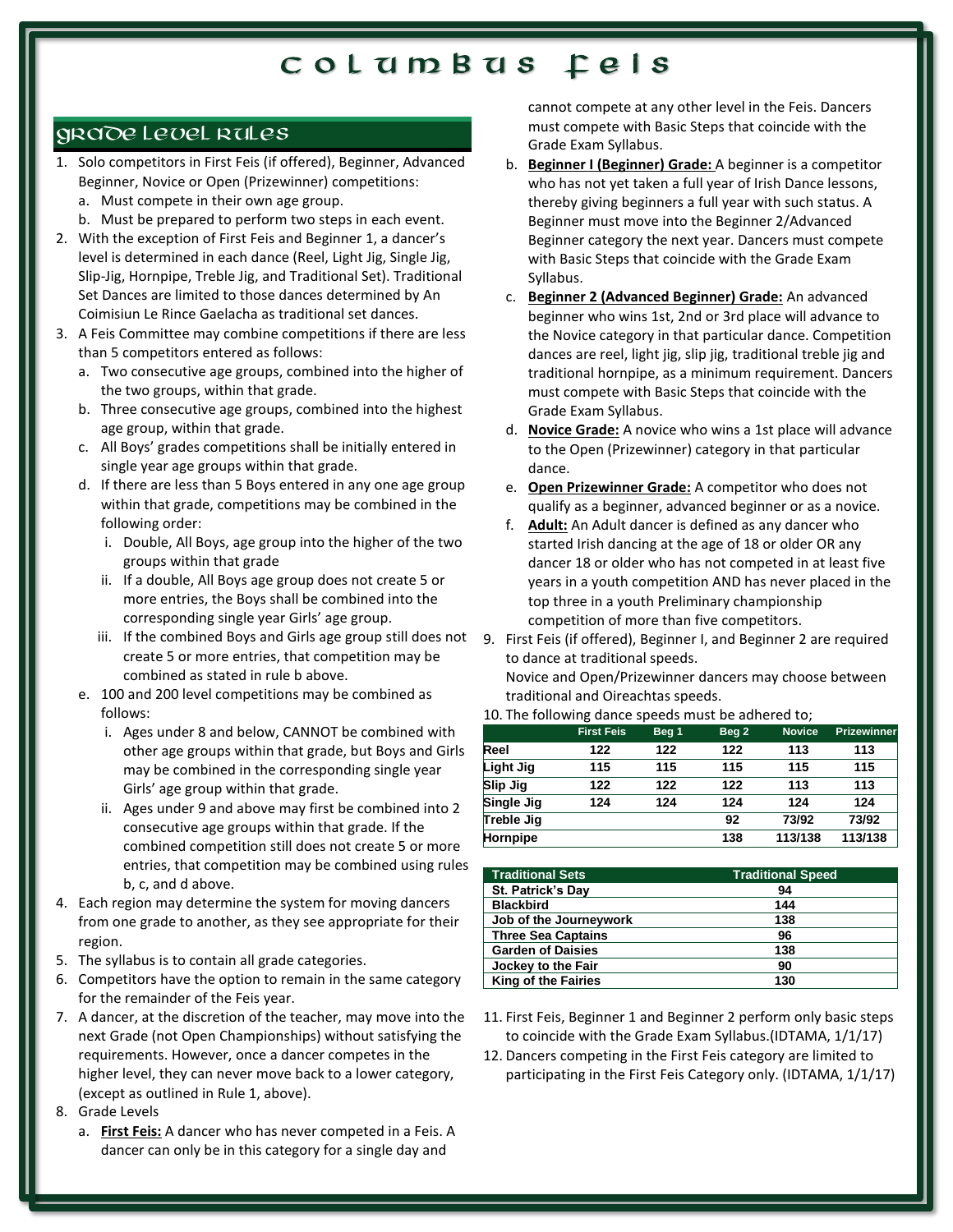# Columbus Feis

## Grade Level Rules

1. Solo competitors in First Feis (if offered), Beginner, Advanced Beginner, Novice or Open (Prizewinner) competitions:
   a. Must compete in their own age group.
   b. Must be prepared to perform two steps in each event.
2. With the exception of First Feis and Beginner 1, a dancer's level is determined in each dance (Reel, Light Jig, Single Jig, Slip-Jig, Hornpipe, Treble Jig, and Traditional Set). Traditional Set Dances are limited to those dances determined by An Coimisiun Le Rince Gaelacha as traditional set dances.
3. A Feis Committee may combine competitions if there are less than 5 competitors entered as follows:
   a. Two consecutive age groups, combined into the higher of the two groups, within that grade.
   b. Three consecutive age groups, combined into the highest age group, within that grade.
   c. All Boys' grades competitions shall be initially entered in single year age groups within that grade.
   d. If there are less than 5 Boys entered in any one age group within that grade, competitions may be combined in the following order:
      i. Double, All Boys, age group into the higher of the two groups within that grade
      ii. If a double, All Boys age group does not create 5 or more entries, the Boys shall be combined into the corresponding single year Girls' age group.
      iii. If the combined Boys and Girls age group still does not create 5 or more entries, that competition may be combined as stated in rule b above.
   e. 100 and 200 level competitions may be combined as follows:
      i. Ages under 8 and below, CANNOT be combined with other age groups within that grade, but Boys and Girls may be combined in the corresponding single year Girls' age group within that grade.
      ii. Ages under 9 and above may first be combined into 2 consecutive age groups within that grade. If the combined competition still does not create 5 or more entries, that competition may be combined using rules b, c, and d above.
4. Each region may determine the system for moving dancers from one grade to another, as they see appropriate for their region.
5. The syllabus is to contain all grade categories.
6. Competitors have the option to remain in the same category for the remainder of the Feis year.
7. A dancer, at the discretion of the teacher, may move into the next Grade (not Open Championships) without satisfying the requirements. However, once a dancer competes in the higher level, they can never move back to a lower category, (except as outlined in Rule 1, above).
8. Grade Levels
   a. **First Feis:** A dancer who has never competed in a Feis. A dancer can only be in this category for a single day and cannot compete at any other level in the Feis. Dancers must compete with Basic Steps that coincide with the Grade Exam Syllabus.
   b. **Beginner I (Beginner) Grade:** A beginner is a competitor who has not yet taken a full year of Irish Dance lessons, thereby giving beginners a full year with such status. A Beginner must move into the Beginner 2/Advanced Beginner category the next year. Dancers must compete with Basic Steps that coincide with the Grade Exam Syllabus.
   c. **Beginner 2 (Advanced Beginner) Grade:** An advanced beginner who wins 1st, 2nd or 3rd place will advance to the Novice category in that particular dance. Competition dances are reel, light jig, slip jig, traditional treble jig and traditional hornpipe, as a minimum requirement. Dancers must compete with Basic Steps that coincide with the Grade Exam Syllabus.
   d. **Novice Grade:** A novice who wins a 1st place will advance to the Open (Prizewinner) category in that particular dance.
   e. **Open Prizewinner Grade:** A competitor who does not qualify as a beginner, advanced beginner or as a novice.
   f. **Adult:** An Adult dancer is defined as any dancer who started Irish dancing at the age of 18 or older OR any dancer 18 or older who has not competed in at least five years in a youth competition AND has never placed in the top three in a youth Preliminary championship competition of more than five competitors.
9. First Feis (if offered), Beginner I, and Beginner 2 are required to dance at traditional speeds.
   Novice and Open/Prizewinner dancers may choose between traditional and Oireachtas speeds.
10. The following dance speeds must be adhered to;

| | First Feis | Beg 1 | Beg 2 | Novice | Prizewinner |
|---|---|---|---|---|---|
| Reel | 122 | 122 | 122 | 113 | 113 |
| Light Jig | 115 | 115 | 115 | 115 | 115 |
| Slip Jig | 122 | 122 | 122 | 113 | 113 |
| Single Jig | 124 | 124 | 124 | 124 | 124 |
| Treble Jig | | | 92 | 73/92 | 73/92 |
| Hornpipe | | | 138 | 113/138 | 113/138 |

| Traditional Sets | Traditional Speed |
|---|---|
| St. Patrick's Day | 94 |
| Blackbird | 144 |
| Job of the Journeywork | 138 |
| Three Sea Captains | 96 |
| Garden of Daisies | 138 |
| Jockey to the Fair | 90 |
| King of the Fairies | 130 |

11. First Feis, Beginner 1 and Beginner 2 perform only basic steps to coincide with the Grade Exam Syllabus.(IDTAMA, 1/1/17)
12. Dancers competing in the First Feis category are limited to participating in the First Feis Category only. (IDTAMA, 1/1/17)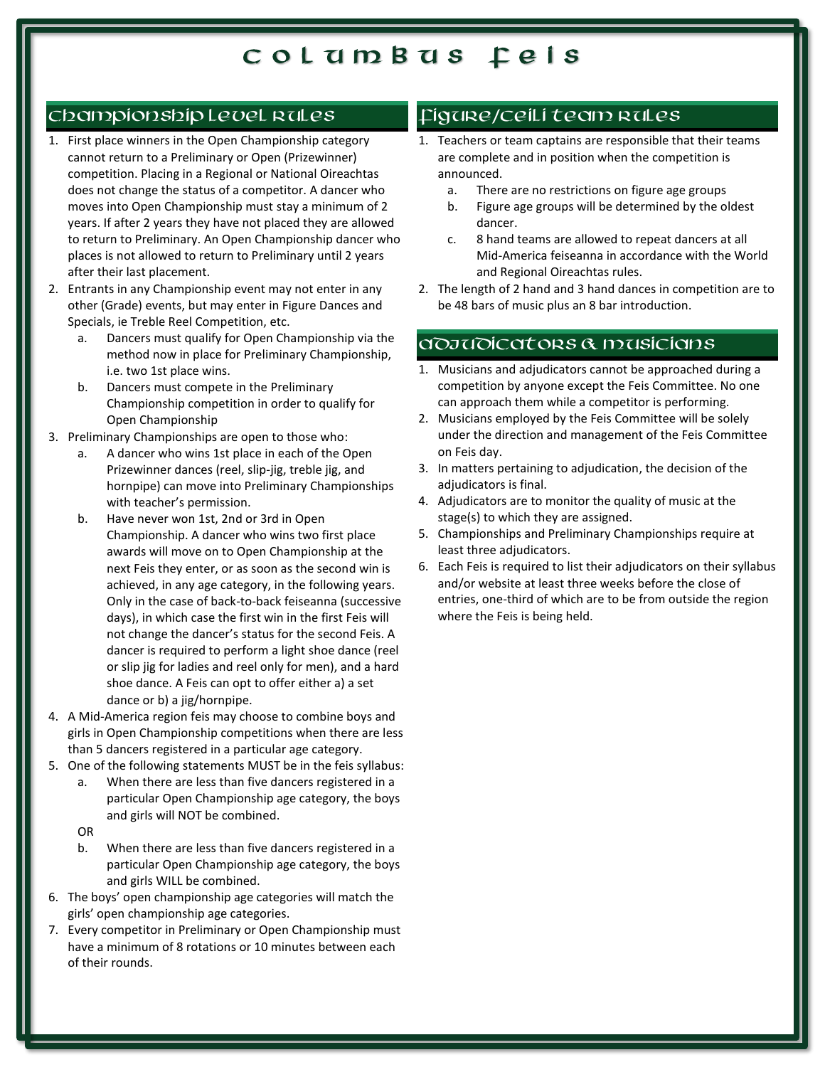# Columbus Feis

## Championship Level Rules

1. First place winners in the Open Championship category cannot return to a Preliminary or Open (Prizewinner) competition. Placing in a Regional or National Oireachtas does not change the status of a competitor. A dancer who moves into Open Championship must stay a minimum of 2 years. If after 2 years they have not placed they are allowed to return to Preliminary. An Open Championship dancer who places is not allowed to return to Preliminary until 2 years after their last placement.
2. Entrants in any Championship event may not enter in any other (Grade) events, but may enter in Figure Dances and Specials, ie Treble Reel Competition, etc.
   a. Dancers must qualify for Open Championship via the method now in place for Preliminary Championship, i.e. two 1st place wins.
   b. Dancers must compete in the Preliminary Championship competition in order to qualify for Open Championship
3. Preliminary Championships are open to those who:
   a. A dancer who wins 1st place in each of the Open Prizewinner dances (reel, slip-jig, treble jig, and hornpipe) can move into Preliminary Championships with teacher's permission.
   b. Have never won 1st, 2nd or 3rd in Open Championship. A dancer who wins two first place awards will move on to Open Championship at the next Feis they enter, or as soon as the second win is achieved, in any age category, in the following years. Only in the case of back-to-back feiseanna (successive days), in which case the first win in the first Feis will not change the dancer's status for the second Feis. A dancer is required to perform a light shoe dance (reel or slip jig for ladies and reel only for men), and a hard shoe dance. A Feis can opt to offer either a) a set dance or b) a jig/hornpipe.
4. A Mid-America region feis may choose to combine boys and girls in Open Championship competitions when there are less than 5 dancers registered in a particular age category.
5. One of the following statements MUST be in the feis syllabus:
   a. When there are less than five dancers registered in a particular Open Championship age category, the boys and girls will NOT be combined.

   OR

   b. When there are less than five dancers registered in a particular Open Championship age category, the boys and girls WILL be combined.
6. The boys' open championship age categories will match the girls' open championship age categories.
7. Every competitor in Preliminary or Open Championship must have a minimum of 8 rotations or 10 minutes between each of their rounds.

## Figure/Ceili Team Rules

1. Teachers or team captains are responsible that their teams are complete and in position when the competition is announced.
   a. There are no restrictions on figure age groups
   b. Figure age groups will be determined by the oldest dancer.
   c. 8 hand teams are allowed to repeat dancers at all Mid-America feiseanna in accordance with the World and Regional Oireachtas rules.
2. The length of 2 hand and 3 hand dances in competition are to be 48 bars of music plus an 8 bar introduction.

## Adjudicators & Musicians

1. Musicians and adjudicators cannot be approached during a competition by anyone except the Feis Committee. No one can approach them while a competitor is performing.
2. Musicians employed by the Feis Committee will be solely under the direction and management of the Feis Committee on Feis day.
3. In matters pertaining to adjudication, the decision of the adjudicators is final.
4. Adjudicators are to monitor the quality of music at the stage(s) to which they are assigned.
5. Championships and Preliminary Championships require at least three adjudicators.
6. Each Feis is required to list their adjudicators on their syllabus and/or website at least three weeks before the close of entries, one-third of which are to be from outside the region where the Feis is being held.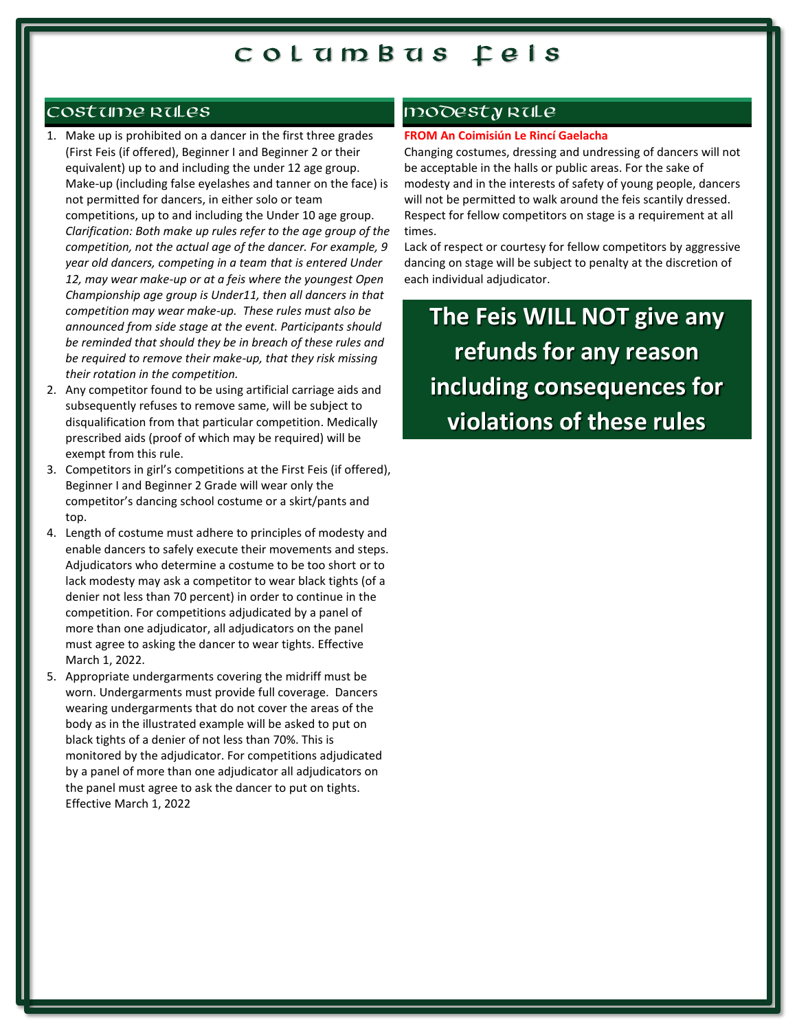# Columbus Feis

## Costume Rules

1. Make up is prohibited on a dancer in the first three grades (First Feis (if offered), Beginner I and Beginner 2 or their equivalent) up to and including the under 12 age group. Make-up (including false eyelashes and tanner on the face) is not permitted for dancers, in either solo or team competitions, up to and including the Under 10 age group. *Clarification: Both make up rules refer to the age group of the competition, not the actual age of the dancer. For example, 9 year old dancers, competing in a team that is entered Under 12, may wear make-up or at a feis where the youngest Open Championship age group is Under11, then all dancers in that competition may wear make-up. These rules must also be announced from side stage at the event. Participants should be reminded that should they be in breach of these rules and be required to remove their make-up, that they risk missing their rotation in the competition.*
2. Any competitor found to be using artificial carriage aids and subsequently refuses to remove same, will be subject to disqualification from that particular competition. Medically prescribed aids (proof of which may be required) will be exempt from this rule.
3. Competitors in girl's competitions at the First Feis (if offered), Beginner I and Beginner 2 Grade will wear only the competitor's dancing school costume or a skirt/pants and top.
4. Length of costume must adhere to principles of modesty and enable dancers to safely execute their movements and steps. Adjudicators who determine a costume to be too short or to lack modesty may ask a competitor to wear black tights (of a denier not less than 70 percent) in order to continue in the competition. For competitions adjudicated by a panel of more than one adjudicator, all adjudicators on the panel must agree to asking the dancer to wear tights. Effective March 1, 2022.
5. Appropriate undergarments covering the midriff must be worn. Undergarments must provide full coverage. Dancers wearing undergarments that do not cover the areas of the body as in the illustrated example will be asked to put on black tights of a denier of not less than 70%. This is monitored by the adjudicator. For competitions adjudicated by a panel of more than one adjudicator all adjudicators on the panel must agree to ask the dancer to put on tights. Effective March 1, 2022

## Modesty Rule

**FROM An Coimisiún Le Rincí Gaelacha**

Changing costumes, dressing and undressing of dancers will not be acceptable in the halls or public areas. For the sake of modesty and in the interests of safety of young people, dancers will not be permitted to walk around the feis scantily dressed. Respect for fellow competitors on stage is a requirement at all times.

Lack of respect or courtesy for fellow competitors by aggressive dancing on stage will be subject to penalty at the discretion of each individual adjudicator.

**The Feis WILL NOT give any refunds for any reason including consequences for violations of these rules**